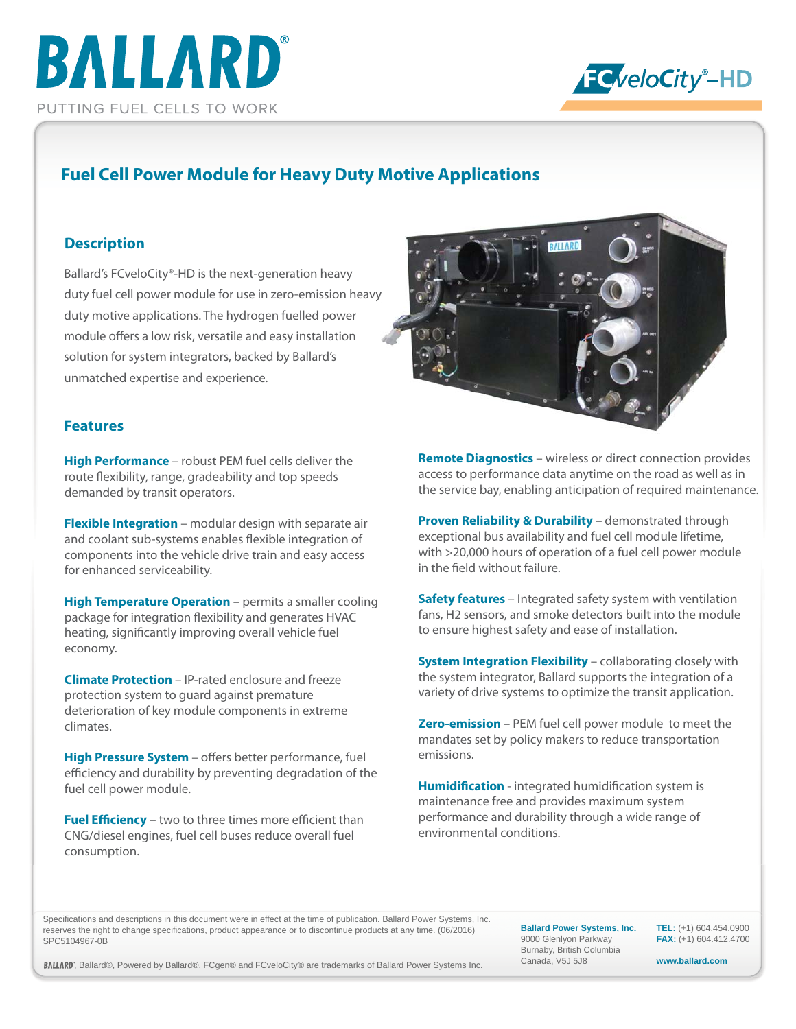# BALLARD®

PUTTING FUEL CELLS TO WORK

FCveloCity®-HD

## Fuel Cell Power Module for Heavy Duty Motive Applications

### Description

Ballard's FCveloCity®-HD is the next-generation heavy duty fuel cell power module for use in zero-emission heavy duty motive applications. The hydrogen fuelled power module offers a low risk, versatile and easy installation solution for system integrators, backed by Ballard's unmatched expertise and experience.

### Features

**High Performance** – robust PEM fuel cells deliver the route flexibility, range, gradeability and top speeds demanded by transit operators.

**Flexible Integration** – modular design with separate air and coolant sub-systems enables flexible integration of components into the vehicle drive train and easy access for enhanced serviceability.

**High Temperature Operation** – permits a smaller cooling package for integration flexibility and generates HVAC heating, significantly improving overall vehicle fuel economy.

**Climate Protection** – IP-rated enclosure and freeze protection system to guard against premature deterioration of key module components in extreme climates.

**High Pressure System** – offers better performance, fuel efficiency and durability by preventing degradation of the fuel cell power module.

**Fuel Efficiency** – two to three times more efficient than CNG/diesel engines, fuel cell buses reduce overall fuel consumption.

**Remote Diagnostics** – wireless or direct connection provides access to performance data anytime on the road as well as in the service bay, enabling anticipation of required maintenance.

**Proven Reliability & Durability** – demonstrated through exceptional bus availability and fuel cell module lifetime, with >20,000 hours of operation of a fuel cell power module in the field without failure.

**Safety features** – Integrated safety system with ventilation fans, H2 sensors, and smoke detectors built into the module to ensure highest safety and ease of installation.

**System Integration Flexibility** – collaborating closely with the system integrator, Ballard supports the integration of a variety of drive systems to optimize the transit application.

**Zero-emission** – PEM fuel cell power module to meet the mandates set by policy makers to reduce transportation emissions.

**Humidification** - integrated humidification system is maintenance free and provides maximum system performance and durability through a wide range of environmental conditions.

---

Specifications and descriptions in this document were in effect at the time of publication. Ballard Power Systems, Inc. reserves the right to change specifications, product appearance or to discontinue products at any time. (06/2016) SPC5104967-0B

BALLARD®, Ballard®, Powered by Ballard®, FCgen® and FCveloCity® are trademarks of Ballard Power Systems Inc.

**Ballard Power Systems, Inc.**
9000 Glenlyon Parkway
Burnaby, British Columbia
Canada, V5J 5J8

**TEL:** (+1) 604.454.0900
**FAX:** (+1) 604.412.4700

**www.ballard.com**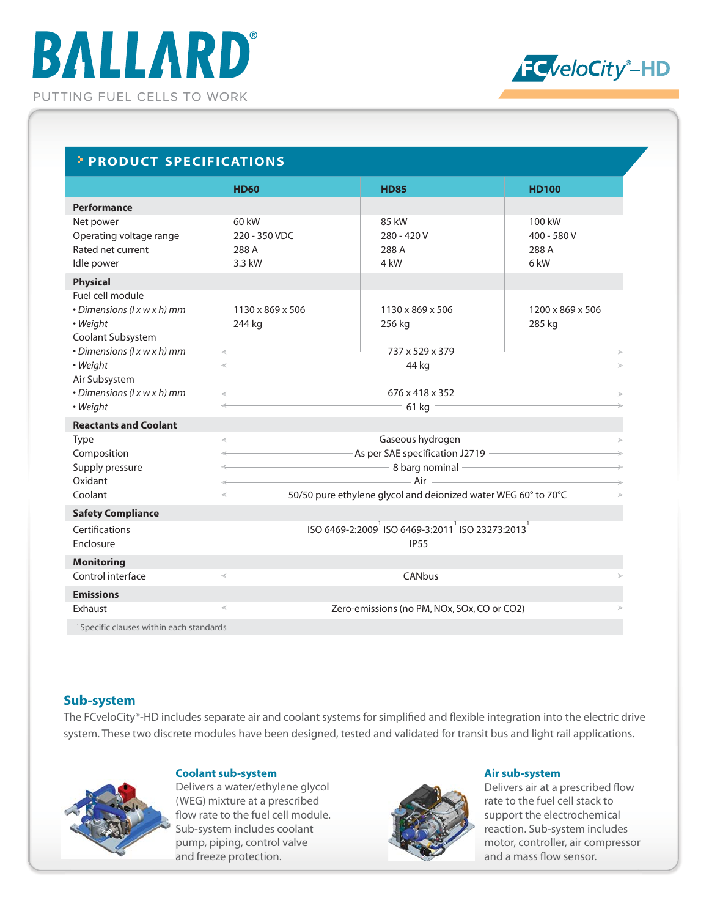BALLARD®

PUTTING FUEL CELLS TO WORK

FCveloCity®-HD

## PRODUCT SPECIFICATIONS

| | HD60 | HD85 | HD100 |
|---|---|---|---|
| **Performance** | | | |
| Net power | 60 kW | 85 kW | 100 kW |
| Operating voltage range | 220 - 350 VDC | 280 - 420 V | 400 - 580 V |
| Rated net current | 288 A | 288 A | 288 A |
| Idle power | 3.3 kW | 4 kW | 6 kW |
| **Physical** | | | |
| Fuel cell module | | | |
| • *Dimensions (l x w x h) mm* | 1130 x 869 x 506 | 1130 x 869 x 506 | 1200 x 869 x 506 |
| • *Weight* | 244 kg | 256 kg | 285 kg |
| Coolant Subsystem | | | |
| • *Dimensions (l x w x h) mm* | 737 x 529 x 379 | | |
| • *Weight* | 44 kg | | |
| Air Subsystem | | | |
| • *Dimensions (l x w x h) mm* | 676 x 418 x 352 | | |
| • *Weight* | 61 kg | | |
| **Reactants and Coolant** | | | |
| Type | Gaseous hydrogen | | |
| Composition | As per SAE specification J2719 | | |
| Supply pressure | 8 barg nominal | | |
| Oxidant | Air | | |
| Coolant | 50/50 pure ethylene glycol and deionized water WEG 60° to 70°C | | |
| **Safety Compliance** | | | |
| Certifications | ISO 6469-2:2009[1] ISO 6469-3:2011[1] ISO 23273:2013[1] | | |
| Enclosure | IP55 | | |
| **Monitoring** | | | |
| Control interface | CANbus | | |
| **Emissions** | | | |
| Exhaust | Zero-emissions (no PM, NOx, SOx, CO or CO2) | | |

[1] Specific clauses within each standards

## Sub-system

The FCveloCity®-HD includes separate air and coolant systems for simplified and flexible integration into the electric drive system. These two discrete modules have been designed, tested and validated for transit bus and light rail applications.

### Coolant sub-system

Delivers a water/ethylene glycol (WEG) mixture at a prescribed flow rate to the fuel cell module. Sub-system includes coolant pump, piping, control valve and freeze protection.

### Air sub-system

Delivers air at a prescribed flow rate to the fuel cell stack to support the electrochemical reaction. Sub-system includes motor, controller, air compressor and a mass flow sensor.